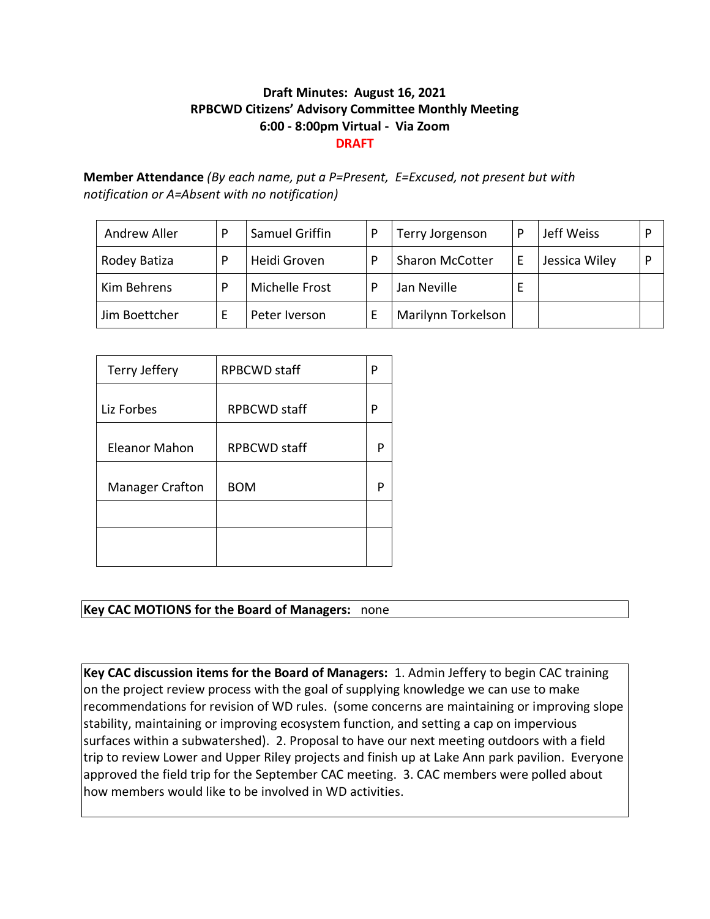**Draft Minutes: August 16, 2021**
**RPBCWD Citizens' Advisory Committee Monthly Meeting**
**6:00 - 8:00pm Virtual - Via Zoom**
**DRAFT**

**Member Attendance** *(By each name, put a P=Present, E=Excused, not present but with notification or A=Absent with no notification)*

| | | | | | | | |
|---|---|---|---|---|---|---|---|
| Andrew Aller | P | Samuel Griffin | P | Terry Jorgenson | P | Jeff Weiss | P |
| Rodey Batiza | P | Heidi Groven | P | Sharon McCotter | E | Jessica Wiley | P |
| Kim Behrens | P | Michelle Frost | P | Jan Neville | E | | |
| Jim Boettcher | E | Peter Iverson | E | Marilynn Torkelson | | | |

| | | |
|---|---|---|
| Terry Jeffery | RPBCWD staff | P |
| Liz Forbes | RPBCWD staff | P |
| Eleanor Mahon | RPBCWD staff | P |
| Manager Crafton | BOM | P |
| | | |
| | | |

**Key CAC MOTIONS for the Board of Managers:** none

**Key CAC discussion items for the Board of Managers:** 1. Admin Jeffery to begin CAC training on the project review process with the goal of supplying knowledge we can use to make recommendations for revision of WD rules. (some concerns are maintaining or improving slope stability, maintaining or improving ecosystem function, and setting a cap on impervious surfaces within a subwatershed). 2. Proposal to have our next meeting outdoors with a field trip to review Lower and Upper Riley projects and finish up at Lake Ann park pavilion. Everyone approved the field trip for the September CAC meeting. 3. CAC members were polled about how members would like to be involved in WD activities.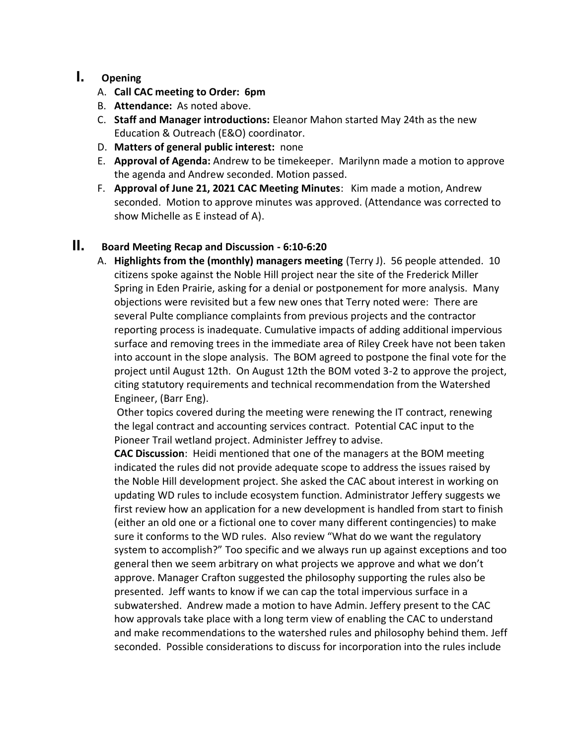# I. Opening

A. **Call CAC meeting to Order: 6pm**

B. **Attendance:** As noted above.

C. **Staff and Manager introductions:** Eleanor Mahon started May 24th as the new Education & Outreach (E&O) coordinator.

D. **Matters of general public interest:** none

E. **Approval of Agenda:** Andrew to be timekeeper. Marilynn made a motion to approve the agenda and Andrew seconded. Motion passed.

F. **Approval of June 21, 2021 CAC Meeting Minutes**: Kim made a motion, Andrew seconded. Motion to approve minutes was approved. (Attendance was corrected to show Michelle as E instead of A).

# II. Board Meeting Recap and Discussion - 6:10-6:20

A. **Highlights from the (monthly) managers meeting** (Terry J). 56 people attended. 10 citizens spoke against the Noble Hill project near the site of the Frederick Miller Spring in Eden Prairie, asking for a denial or postponement for more analysis. Many objections were revisited but a few new ones that Terry noted were: There are several Pulte compliance complaints from previous projects and the contractor reporting process is inadequate. Cumulative impacts of adding additional impervious surface and removing trees in the immediate area of Riley Creek have not been taken into account in the slope analysis. The BOM agreed to postpone the final vote for the project until August 12th. On August 12th the BOM voted 3-2 to approve the project, citing statutory requirements and technical recommendation from the Watershed Engineer, (Barr Eng).

Other topics covered during the meeting were renewing the IT contract, renewing the legal contract and accounting services contract. Potential CAC input to the Pioneer Trail wetland project. Administer Jeffrey to advise.

**CAC Discussion**: Heidi mentioned that one of the managers at the BOM meeting indicated the rules did not provide adequate scope to address the issues raised by the Noble Hill development project. She asked the CAC about interest in working on updating WD rules to include ecosystem function. Administrator Jeffery suggests we first review how an application for a new development is handled from start to finish (either an old one or a fictional one to cover many different contingencies) to make sure it conforms to the WD rules. Also review "What do we want the regulatory system to accomplish?" Too specific and we always run up against exceptions and too general then we seem arbitrary on what projects we approve and what we don't approve. Manager Crafton suggested the philosophy supporting the rules also be presented. Jeff wants to know if we can cap the total impervious surface in a subwatershed. Andrew made a motion to have Admin. Jeffery present to the CAC how approvals take place with a long term view of enabling the CAC to understand and make recommendations to the watershed rules and philosophy behind them. Jeff seconded. Possible considerations to discuss for incorporation into the rules include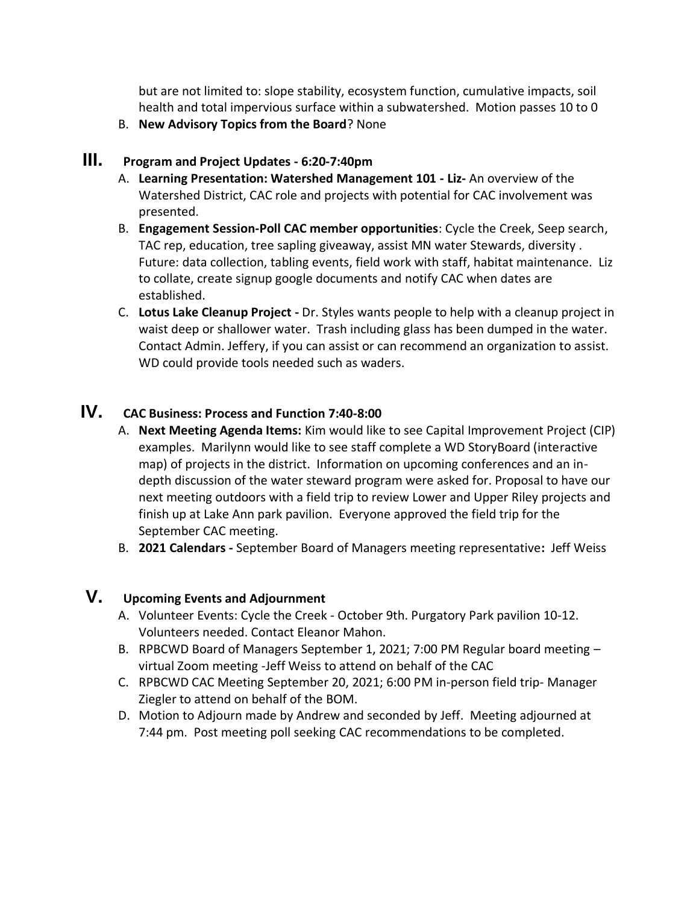but are not limited to: slope stability, ecosystem function, cumulative impacts, soil health and total impervious surface within a subwatershed. Motion passes 10 to 0

B. **New Advisory Topics from the Board**? None

## III. Program and Project Updates - 6:20-7:40pm

A. **Learning Presentation: Watershed Management 101 - Liz-** An overview of the Watershed District, CAC role and projects with potential for CAC involvement was presented.

B. **Engagement Session-Poll CAC member opportunities**: Cycle the Creek, Seep search, TAC rep, education, tree sapling giveaway, assist MN water Stewards, diversity . Future: data collection, tabling events, field work with staff, habitat maintenance. Liz to collate, create signup google documents and notify CAC when dates are established.

C. **Lotus Lake Cleanup Project -** Dr. Styles wants people to help with a cleanup project in waist deep or shallower water. Trash including glass has been dumped in the water. Contact Admin. Jeffery, if you can assist or can recommend an organization to assist. WD could provide tools needed such as waders.

## IV. CAC Business: Process and Function 7:40-8:00

A. **Next Meeting Agenda Items:** Kim would like to see Capital Improvement Project (CIP) examples. Marilynn would like to see staff complete a WD StoryBoard (interactive map) of projects in the district. Information on upcoming conferences and an in-depth discussion of the water steward program were asked for. Proposal to have our next meeting outdoors with a field trip to review Lower and Upper Riley projects and finish up at Lake Ann park pavilion. Everyone approved the field trip for the September CAC meeting.

B. **2021 Calendars -** September Board of Managers meeting representative**:** Jeff Weiss

## V. Upcoming Events and Adjournment

A. Volunteer Events: Cycle the Creek - October 9th. Purgatory Park pavilion 10-12. Volunteers needed. Contact Eleanor Mahon.

B. RPBCWD Board of Managers September 1, 2021; 7:00 PM Regular board meeting – virtual Zoom meeting -Jeff Weiss to attend on behalf of the CAC

C. RPBCWD CAC Meeting September 20, 2021; 6:00 PM in-person field trip- Manager Ziegler to attend on behalf of the BOM.

D. Motion to Adjourn made by Andrew and seconded by Jeff. Meeting adjourned at 7:44 pm. Post meeting poll seeking CAC recommendations to be completed.